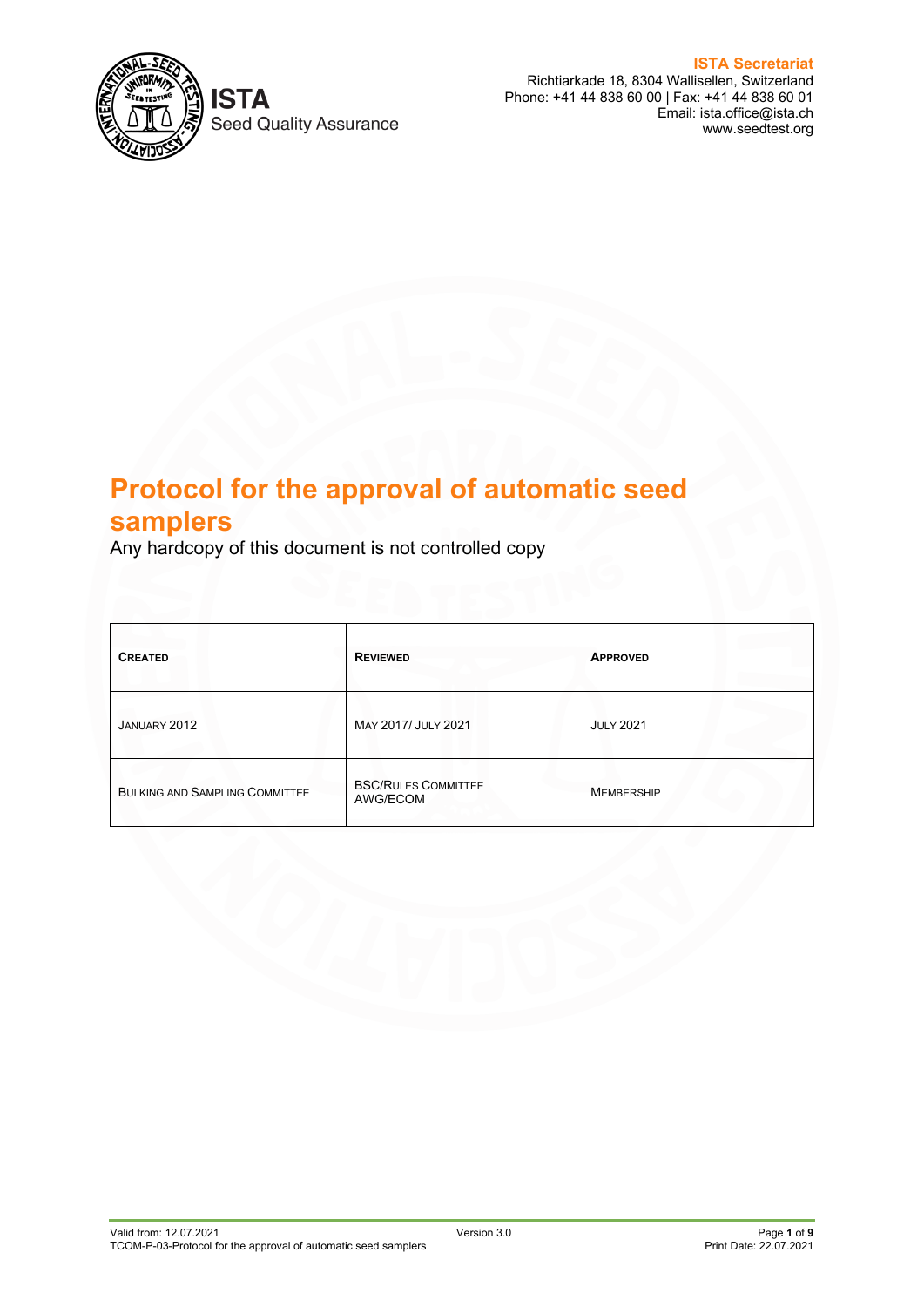ISTA
Seed Quality Assurance

**ISTA Secretariat**
Richtiarkade 18, 8304 Wallisellen, Switzerland
Phone: +41 44 838 60 00 | Fax: +41 44 838 60 01
Email: ista.office@ista.ch
www.seedtest.org

# Protocol for the approval of automatic seed samplers

Any hardcopy of this document is not controlled copy

| CREATED | REVIEWED | APPROVED |
|---|---|---|
| JANUARY 2012 | MAY 2017/ JULY 2021 | JULY 2021 |
| BULKING AND SAMPLING COMMITTEE | BSC/RULES COMMITTEE AWG/ECOM | MEMBERSHIP |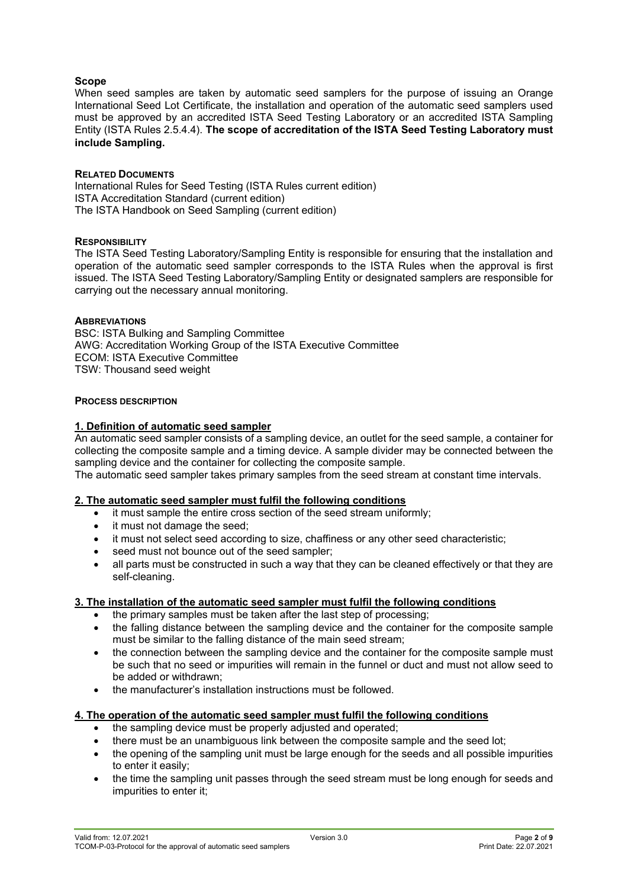## Scope

When seed samples are taken by automatic seed samplers for the purpose of issuing an Orange International Seed Lot Certificate, the installation and operation of the automatic seed samplers used must be approved by an accredited ISTA Seed Testing Laboratory or an accredited ISTA Sampling Entity (ISTA Rules 2.5.4.4). **The scope of accreditation of the ISTA Seed Testing Laboratory must include Sampling.**

### RELATED DOCUMENTS

International Rules for Seed Testing (ISTA Rules current edition)
ISTA Accreditation Standard (current edition)
The ISTA Handbook on Seed Sampling (current edition)

### RESPONSIBILITY

The ISTA Seed Testing Laboratory/Sampling Entity is responsible for ensuring that the installation and operation of the automatic seed sampler corresponds to the ISTA Rules when the approval is first issued. The ISTA Seed Testing Laboratory/Sampling Entity or designated samplers are responsible for carrying out the necessary annual monitoring.

### ABBREVIATIONS

BSC: ISTA Bulking and Sampling Committee
AWG: Accreditation Working Group of the ISTA Executive Committee
ECOM: ISTA Executive Committee
TSW: Thousand seed weight

### PROCESS DESCRIPTION

#### 1. Definition of automatic seed sampler

An automatic seed sampler consists of a sampling device, an outlet for the seed sample, a container for collecting the composite sample and a timing device. A sample divider may be connected between the sampling device and the container for collecting the composite sample.
The automatic seed sampler takes primary samples from the seed stream at constant time intervals.

#### 2. The automatic seed sampler must fulfil the following conditions

- it must sample the entire cross section of the seed stream uniformly;
- it must not damage the seed;
- it must not select seed according to size, chaffiness or any other seed characteristic;
- seed must not bounce out of the seed sampler;
- all parts must be constructed in such a way that they can be cleaned effectively or that they are self-cleaning.

#### 3. The installation of the automatic seed sampler must fulfil the following conditions

- the primary samples must be taken after the last step of processing;
- the falling distance between the sampling device and the container for the composite sample must be similar to the falling distance of the main seed stream;
- the connection between the sampling device and the container for the composite sample must be such that no seed or impurities will remain in the funnel or duct and must not allow seed to be added or withdrawn;
- the manufacturer's installation instructions must be followed.

#### 4. The operation of the automatic seed sampler must fulfil the following conditions

- the sampling device must be properly adjusted and operated;
- there must be an unambiguous link between the composite sample and the seed lot;
- the opening of the sampling unit must be large enough for the seeds and all possible impurities to enter it easily;
- the time the sampling unit passes through the seed stream must be long enough for seeds and impurities to enter it;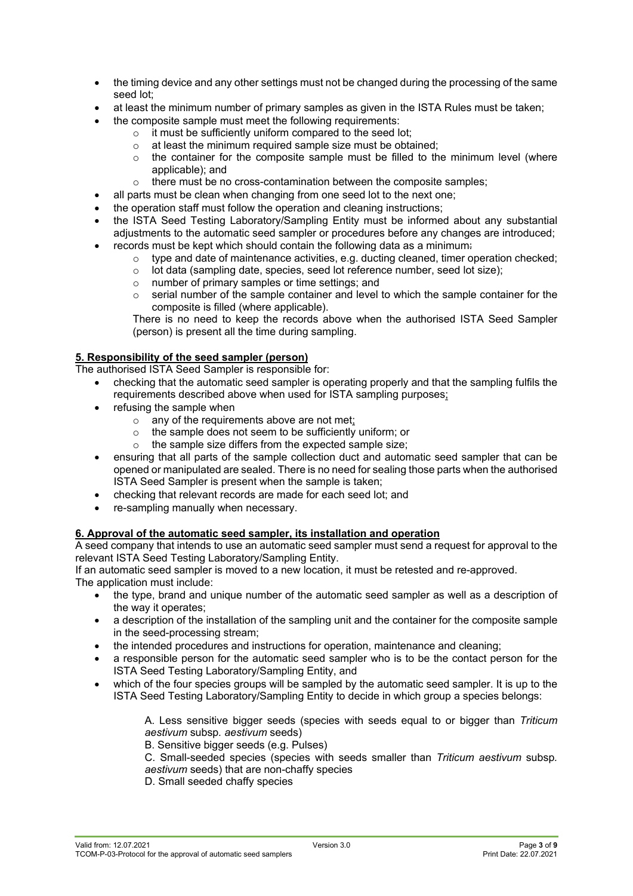- the timing device and any other settings must not be changed during the processing of the same seed lot;
- at least the minimum number of primary samples as given in the ISTA Rules must be taken;
- the composite sample must meet the following requirements:
  - it must be sufficiently uniform compared to the seed lot;
  - at least the minimum required sample size must be obtained;
  - the container for the composite sample must be filled to the minimum level (where applicable); and
  - there must be no cross-contamination between the composite samples;
- all parts must be clean when changing from one seed lot to the next one;
- the operation staff must follow the operation and cleaning instructions;
- the ISTA Seed Testing Laboratory/Sampling Entity must be informed about any substantial adjustments to the automatic seed sampler or procedures before any changes are introduced;
- records must be kept which should contain the following data as a minimum:
  - type and date of maintenance activities, e.g. ducting cleaned, timer operation checked;
  - lot data (sampling date, species, seed lot reference number, seed lot size);
  - number of primary samples or time settings; and
  - serial number of the sample container and level to which the sample container for the composite is filled (where applicable).

  There is no need to keep the records above when the authorised ISTA Seed Sampler (person) is present all the time during sampling.

## 5. Responsibility of the seed sampler (person)

The authorised ISTA Seed Sampler is responsible for:

- checking that the automatic seed sampler is operating properly and that the sampling fulfils the requirements described above when used for ISTA sampling purposes;
- refusing the sample when
  - any of the requirements above are not met;
  - the sample does not seem to be sufficiently uniform; or
  - the sample size differs from the expected sample size;
- ensuring that all parts of the sample collection duct and automatic seed sampler that can be opened or manipulated are sealed. There is no need for sealing those parts when the authorised ISTA Seed Sampler is present when the sample is taken;
- checking that relevant records are made for each seed lot; and
- re-sampling manually when necessary.

## 6. Approval of the automatic seed sampler, its installation and operation

A seed company that intends to use an automatic seed sampler must send a request for approval to the relevant ISTA Seed Testing Laboratory/Sampling Entity.

If an automatic seed sampler is moved to a new location, it must be retested and re-approved.

The application must include:

- the type, brand and unique number of the automatic seed sampler as well as a description of the way it operates;
- a description of the installation of the sampling unit and the container for the composite sample in the seed-processing stream;
- the intended procedures and instructions for operation, maintenance and cleaning;
- a responsible person for the automatic seed sampler who is to be the contact person for the ISTA Seed Testing Laboratory/Sampling Entity, and
- which of the four species groups will be sampled by the automatic seed sampler. It is up to the ISTA Seed Testing Laboratory/Sampling Entity to decide in which group a species belongs:

  A. Less sensitive bigger seeds (species with seeds equal to or bigger than *Triticum aestivum* subsp. *aestivum* seeds)

  B. Sensitive bigger seeds (e.g. Pulses)

  C. Small-seeded species (species with seeds smaller than *Triticum aestivum* subsp. *aestivum* seeds) that are non-chaffy species

  D. Small seeded chaffy species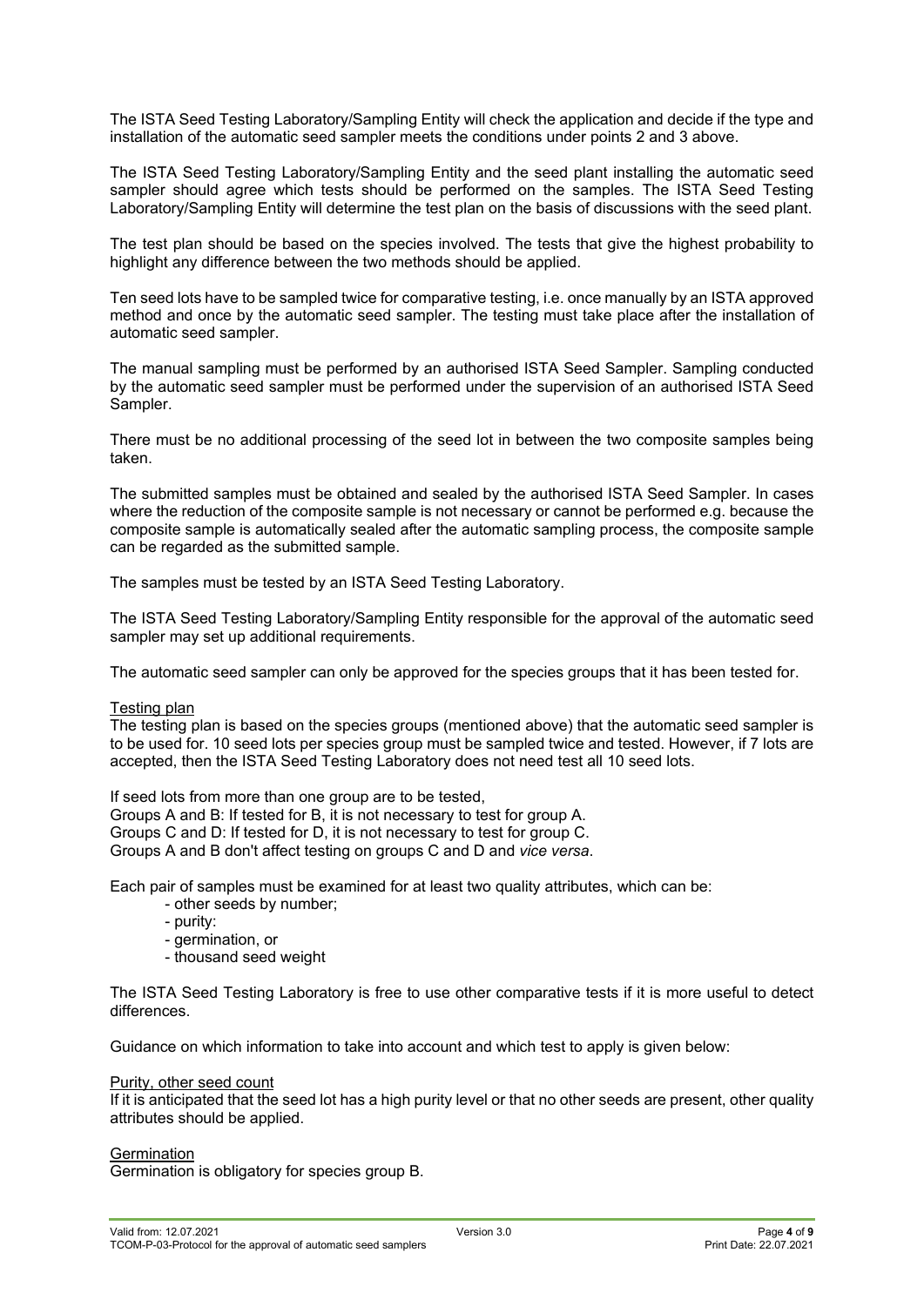The ISTA Seed Testing Laboratory/Sampling Entity will check the application and decide if the type and installation of the automatic seed sampler meets the conditions under points 2 and 3 above.

The ISTA Seed Testing Laboratory/Sampling Entity and the seed plant installing the automatic seed sampler should agree which tests should be performed on the samples. The ISTA Seed Testing Laboratory/Sampling Entity will determine the test plan on the basis of discussions with the seed plant.

The test plan should be based on the species involved. The tests that give the highest probability to highlight any difference between the two methods should be applied.

Ten seed lots have to be sampled twice for comparative testing, i.e. once manually by an ISTA approved method and once by the automatic seed sampler. The testing must take place after the installation of automatic seed sampler.

The manual sampling must be performed by an authorised ISTA Seed Sampler. Sampling conducted by the automatic seed sampler must be performed under the supervision of an authorised ISTA Seed Sampler.

There must be no additional processing of the seed lot in between the two composite samples being taken.

The submitted samples must be obtained and sealed by the authorised ISTA Seed Sampler. In cases where the reduction of the composite sample is not necessary or cannot be performed e.g. because the composite sample is automatically sealed after the automatic sampling process, the composite sample can be regarded as the submitted sample.

The samples must be tested by an ISTA Seed Testing Laboratory.

The ISTA Seed Testing Laboratory/Sampling Entity responsible for the approval of the automatic seed sampler may set up additional requirements.

The automatic seed sampler can only be approved for the species groups that it has been tested for.

Testing plan

The testing plan is based on the species groups (mentioned above) that the automatic seed sampler is to be used for. 10 seed lots per species group must be sampled twice and tested. However, if 7 lots are accepted, then the ISTA Seed Testing Laboratory does not need test all 10 seed lots.

If seed lots from more than one group are to be tested,
Groups A and B: If tested for B, it is not necessary to test for group A.
Groups C and D: If tested for D, it is not necessary to test for group C.
Groups A and B don't affect testing on groups C and D and *vice versa*.

Each pair of samples must be examined for at least two quality attributes, which can be:

- other seeds by number;
- purity:
- germination, or
- thousand seed weight

The ISTA Seed Testing Laboratory is free to use other comparative tests if it is more useful to detect differences.

Guidance on which information to take into account and which test to apply is given below:

Purity, other seed count

If it is anticipated that the seed lot has a high purity level or that no other seeds are present, other quality attributes should be applied.

Germination

Germination is obligatory for species group B.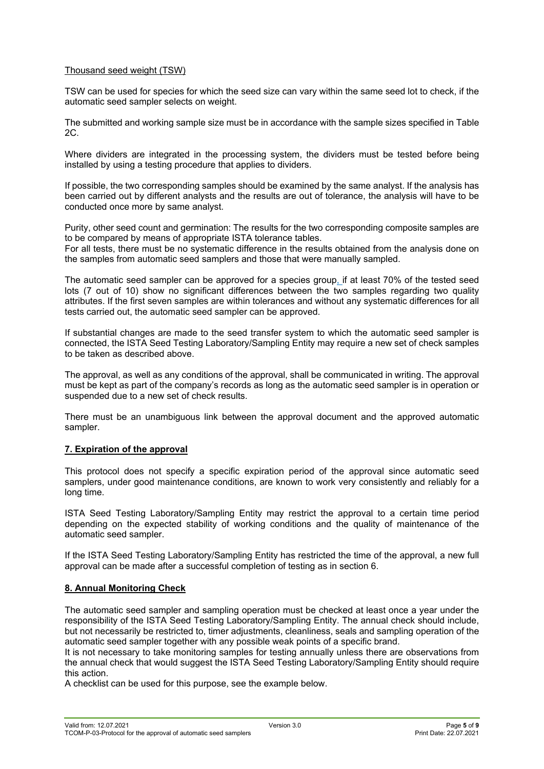Thousand seed weight (TSW)

TSW can be used for species for which the seed size can vary within the same seed lot to check, if the automatic seed sampler selects on weight.

The submitted and working sample size must be in accordance with the sample sizes specified in Table 2C.

Where dividers are integrated in the processing system, the dividers must be tested before being installed by using a testing procedure that applies to dividers.

If possible, the two corresponding samples should be examined by the same analyst. If the analysis has been carried out by different analysts and the results are out of tolerance, the analysis will have to be conducted once more by same analyst.

Purity, other seed count and germination: The results for the two corresponding composite samples are to be compared by means of appropriate ISTA tolerance tables.
For all tests, there must be no systematic difference in the results obtained from the analysis done on the samples from automatic seed samplers and those that were manually sampled.

The automatic seed sampler can be approved for a species group, if at least 70% of the tested seed lots (7 out of 10) show no significant differences between the two samples regarding two quality attributes. If the first seven samples are within tolerances and without any systematic differences for all tests carried out, the automatic seed sampler can be approved.

If substantial changes are made to the seed transfer system to which the automatic seed sampler is connected, the ISTA Seed Testing Laboratory/Sampling Entity may require a new set of check samples to be taken as described above.

The approval, as well as any conditions of the approval, shall be communicated in writing. The approval must be kept as part of the company's records as long as the automatic seed sampler is in operation or suspended due to a new set of check results.

There must be an unambiguous link between the approval document and the approved automatic sampler.

## 7. Expiration of the approval

This protocol does not specify a specific expiration period of the approval since automatic seed samplers, under good maintenance conditions, are known to work very consistently and reliably for a long time.

ISTA Seed Testing Laboratory/Sampling Entity may restrict the approval to a certain time period depending on the expected stability of working conditions and the quality of maintenance of the automatic seed sampler.

If the ISTA Seed Testing Laboratory/Sampling Entity has restricted the time of the approval, a new full approval can be made after a successful completion of testing as in section 6.

## 8. Annual Monitoring Check

The automatic seed sampler and sampling operation must be checked at least once a year under the responsibility of the ISTA Seed Testing Laboratory/Sampling Entity. The annual check should include, but not necessarily be restricted to, timer adjustments, cleanliness, seals and sampling operation of the automatic seed sampler together with any possible weak points of a specific brand.
It is not necessary to take monitoring samples for testing annually unless there are observations from the annual check that would suggest the ISTA Seed Testing Laboratory/Sampling Entity should require this action.
A checklist can be used for this purpose, see the example below.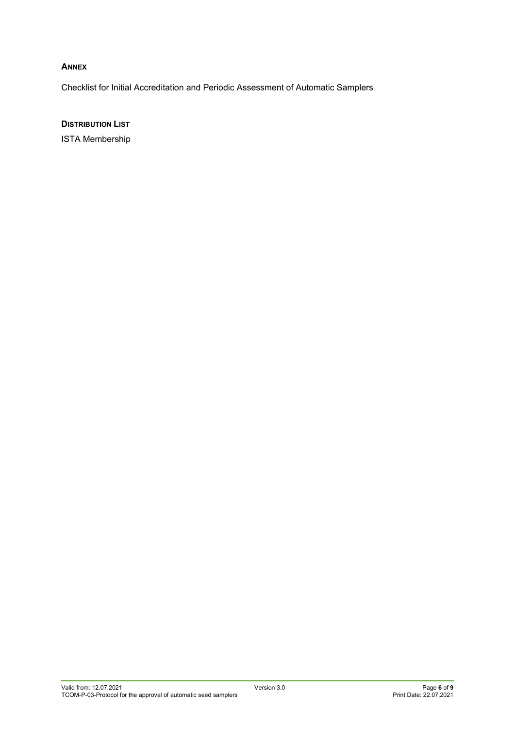## ANNEX

Checklist for Initial Accreditation and Periodic Assessment of Automatic Samplers

## DISTRIBUTION LIST

ISTA Membership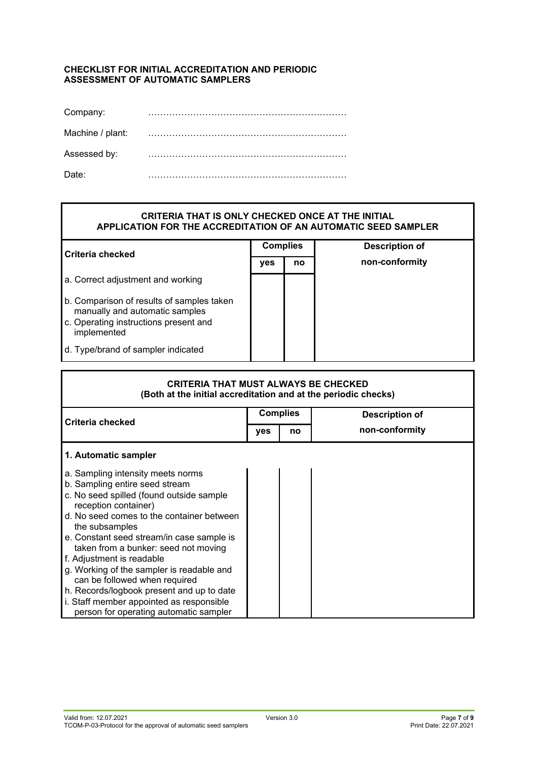**CHECKLIST FOR INITIAL ACCREDITATION AND PERIODIC ASSESSMENT OF AUTOMATIC SAMPLERS**

Company: ………………………………………………………

Machine / plant: ………………………………………………………

Assessed by: ………………………………………………………

Date: ………………………………………………………

| **CRITERIA THAT IS ONLY CHECKED ONCE AT THE INITIAL APPLICATION FOR THE ACCREDITATION OF AN AUTOMATIC SEED SAMPLER** | | | |
|---|---|---|---|
| **Criteria checked** | **Complies** | | **Description of non-conformity** |
| | **yes** | **no** | |
| a. Correct adjustment and working | | | |
| b. Comparison of results of samples taken manually and automatic samples | | | |
| c. Operating instructions present and implemented | | | |
| d. Type/brand of sampler indicated | | | |

| **CRITERIA THAT MUST ALWAYS BE CHECKED (Both at the initial accreditation and at the periodic checks)** | | | |
|---|---|---|---|
| **Criteria checked** | **Complies** | | **Description of non-conformity** |
| | **yes** | **no** | |
| **1. Automatic sampler** | | | |
| a. Sampling intensity meets norms | | | |
| b. Sampling entire seed stream | | | |
| c. No seed spilled (found outside sample reception container) | | | |
| d. No seed comes to the container between the subsamples | | | |
| e. Constant seed stream/in case sample is taken from a bunker: seed not moving | | | |
| f. Adjustment is readable | | | |
| g. Working of the sampler is readable and can be followed when required | | | |
| h. Records/logbook present and up to date | | | |
| i. Staff member appointed as responsible person for operating automatic sampler | | | |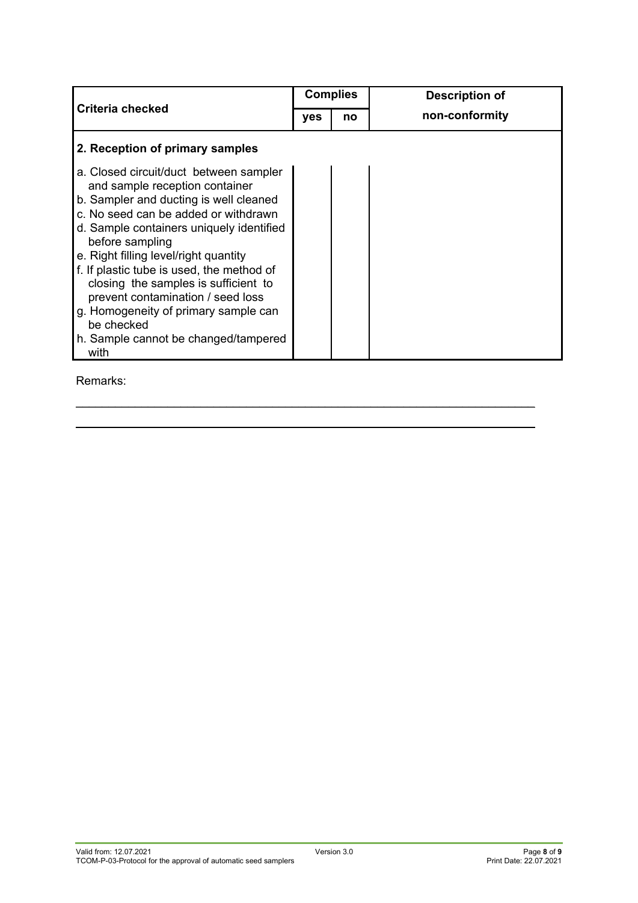| Criteria checked | Complies | | Description of non-conformity |
|---|---|---|---|
| | yes | no | |
| **2. Reception of primary samples** | | | |
| a. Closed circuit/duct between sampler and sample reception container | | | |
| b. Sampler and ducting is well cleaned | | | |
| c. No seed can be added or withdrawn | | | |
| d. Sample containers uniquely identified before sampling | | | |
| e. Right filling level/right quantity | | | |
| f. If plastic tube is used, the method of closing the samples is sufficient to prevent contamination / seed loss | | | |
| g. Homogeneity of primary sample can be checked | | | |
| h. Sample cannot be changed/tampered with | | | |

Remarks:

\_\_\_\_\_\_\_\_\_\_\_\_\_\_\_\_\_\_\_\_\_\_\_\_\_\_\_\_\_\_\_\_\_\_\_\_\_\_\_\_\_\_\_\_\_\_\_\_\_\_\_\_\_\_\_\_\_\_\_\_\_\_\_\_\_\_\_\_

\_\_\_\_\_\_\_\_\_\_\_\_\_\_\_\_\_\_\_\_\_\_\_\_\_\_\_\_\_\_\_\_\_\_\_\_\_\_\_\_\_\_\_\_\_\_\_\_\_\_\_\_\_\_\_\_\_\_\_\_\_\_\_\_\_\_\_\_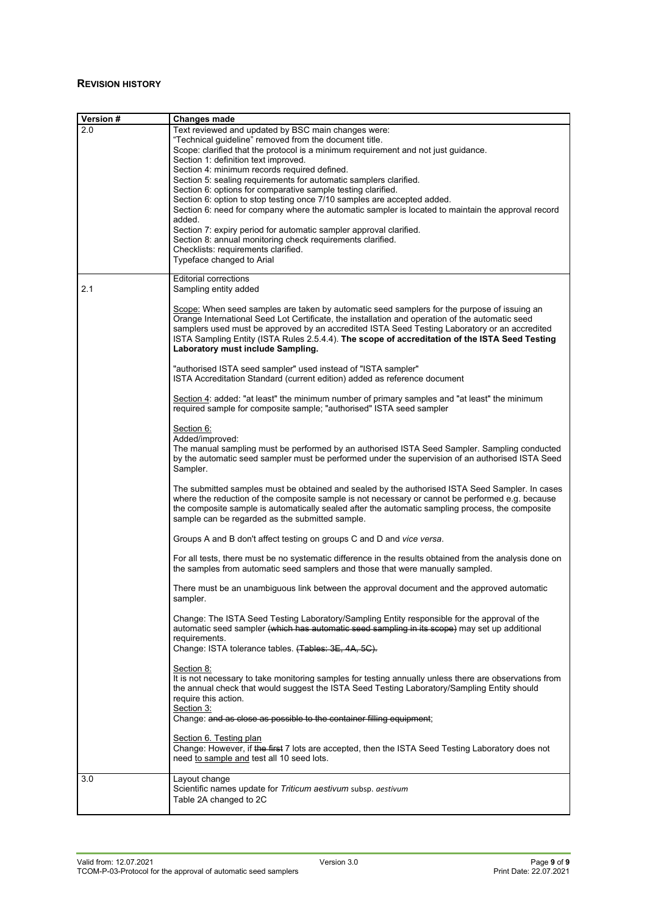## REVISION HISTORY

| Version # | Changes made |
|---|---|
| 2.0 | Text reviewed and updated by BSC main changes were:<br>"Technical guideline" removed from the document title.<br>Scope: clarified that the protocol is a minimum requirement and not just guidance.<br>Section 1: definition text improved.<br>Section 4: minimum records required defined.<br>Section 5: sealing requirements for automatic samplers clarified.<br>Section 6: options for comparative sample testing clarified.<br>Section 6: option to stop testing once 7/10 samples are accepted added.<br>Section 6: need for company where the automatic sampler is located to maintain the approval record added.<br>Section 7: expiry period for automatic sampler approval clarified.<br>Section 8: annual monitoring check requirements clarified.<br>Checklists: requirements clarified.<br>Typeface changed to Arial |
| 2.1 | Editorial corrections<br>Sampling entity added<br><br><u>Scope:</u> When seed samples are taken by automatic seed samplers for the purpose of issuing an Orange International Seed Lot Certificate, the installation and operation of the automatic seed samplers used must be approved by an accredited ISTA Seed Testing Laboratory or an accredited ISTA Sampling Entity (ISTA Rules 2.5.4.4). **The scope of accreditation of the ISTA Seed Testing Laboratory must include Sampling.**<br><br>"authorised ISTA seed sampler" used instead of "ISTA sampler"<br>ISTA Accreditation Standard (current edition) added as reference document<br><br><u>Section 4</u>: added: "at least" the minimum number of primary samples and "at least" the minimum required sample for composite sample; "authorised" ISTA seed sampler<br><br><u>Section 6:</u><br>Added/improved:<br>The manual sampling must be performed by an authorised ISTA Seed Sampler. Sampling conducted by the automatic seed sampler must be performed under the supervision of an authorised ISTA Seed Sampler.<br><br>The submitted samples must be obtained and sealed by the authorised ISTA Seed Sampler. In cases where the reduction of the composite sample is not necessary or cannot be performed e.g. because the composite sample is automatically sealed after the automatic sampling process, the composite sample can be regarded as the submitted sample.<br><br>Groups A and B don't affect testing on groups C and D and *vice versa*.<br><br>For all tests, there must be no systematic difference in the results obtained from the analysis done on the samples from automatic seed samplers and those that were manually sampled.<br><br>There must be an unambiguous link between the approval document and the approved automatic sampler.<br><br>Change: The ISTA Seed Testing Laboratory/Sampling Entity responsible for the approval of the automatic seed sampler ~~(which has automatic seed sampling in its scope)~~ may set up additional requirements.<br>Change: ISTA tolerance tables. ~~(Tables: 3E, 4A, 5C).~~<br><br><u>Section 8:</u><br>It is not necessary to take monitoring samples for testing annually unless there are observations from the annual check that would suggest the ISTA Seed Testing Laboratory/Sampling Entity should require this action.<br><u>Section 3:</u><br>Change: ~~and as close as possible to the container filling equipment~~;<br><br><u>Section 6. Testing plan</u><br>Change: However, if ~~the first~~ 7 lots are accepted, then the ISTA Seed Testing Laboratory does not need <u>to sample and</u> test all 10 seed lots. |
| 3.0 | Layout change<br>Scientific names update for *Triticum aestivum* subsp. *aestivum*<br>Table 2A changed to 2C |